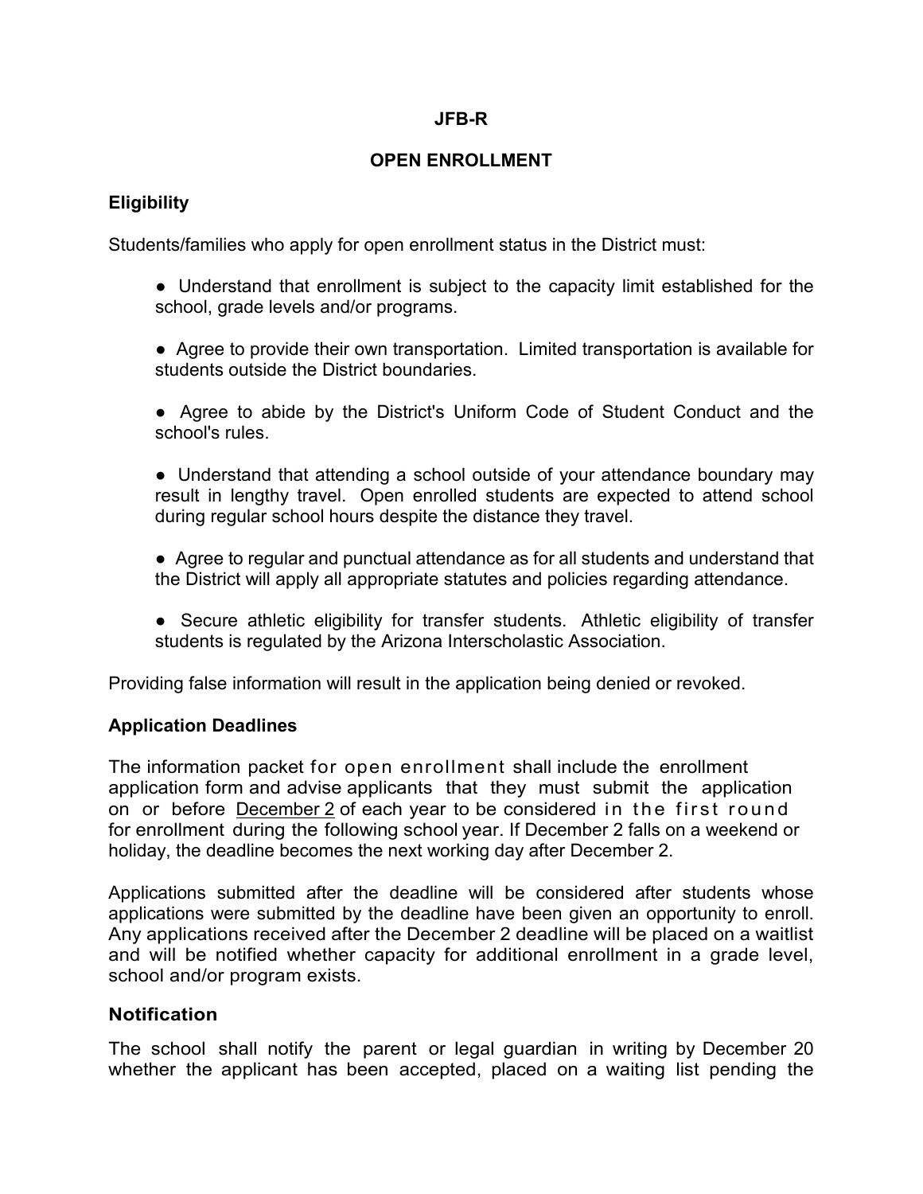# JFB-R

## OPEN ENROLLMENT

### Eligibility

Students/families who apply for open enrollment status in the District must:

- Understand that enrollment is subject to the capacity limit established for the school, grade levels and/or programs.
- Agree to provide their own transportation. Limited transportation is available for students outside the District boundaries.
- Agree to abide by the District's Uniform Code of Student Conduct and the school's rules.
- Understand that attending a school outside of your attendance boundary may result in lengthy travel. Open enrolled students are expected to attend school during regular school hours despite the distance they travel.
- Agree to regular and punctual attendance as for all students and understand that the District will apply all appropriate statutes and policies regarding attendance.
- Secure athletic eligibility for transfer students. Athletic eligibility of transfer students is regulated by the Arizona Interscholastic Association.

Providing false information will result in the application being denied or revoked.

### Application Deadlines

The information packet for open enrollment shall include the enrollment application form and advise applicants that they must submit the application on or before December 2 of each year to be considered in the first round for enrollment during the following school year. If December 2 falls on a weekend or holiday, the deadline becomes the next working day after December 2.

Applications submitted after the deadline will be considered after students whose applications were submitted by the deadline have been given an opportunity to enroll. Any applications received after the December 2 deadline will be placed on a waitlist and will be notified whether capacity for additional enrollment in a grade level, school and/or program exists.

### Notification

The school shall notify the parent or legal guardian in writing by December 20 whether the applicant has been accepted, placed on a waiting list pending the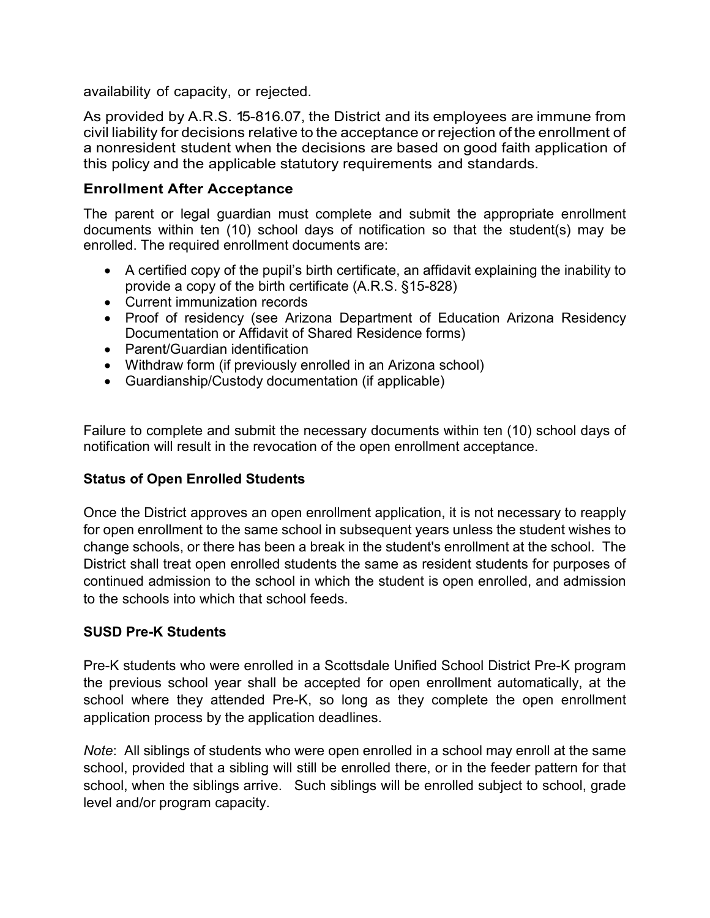availability of capacity, or rejected.

As provided by A.R.S. 15-816.07, the District and its employees are immune from civil liability for decisions relative to the acceptance or rejection of the enrollment of a nonresident student when the decisions are based on good faith application of this policy and the applicable statutory requirements and standards.

### Enrollment After Acceptance

The parent or legal guardian must complete and submit the appropriate enrollment documents within ten (10) school days of notification so that the student(s) may be enrolled. The required enrollment documents are:

- A certified copy of the pupil's birth certificate, an affidavit explaining the inability to provide a copy of the birth certificate (A.R.S. §15-828)
- Current immunization records
- Proof of residency (see Arizona Department of Education Arizona Residency Documentation or Affidavit of Shared Residence forms)
- Parent/Guardian identification
- Withdraw form (if previously enrolled in an Arizona school)
- Guardianship/Custody documentation (if applicable)

Failure to complete and submit the necessary documents within ten (10) school days of notification will result in the revocation of the open enrollment acceptance.

**Status of Open Enrolled Students**

Once the District approves an open enrollment application, it is not necessary to reapply for open enrollment to the same school in subsequent years unless the student wishes to change schools, or there has been a break in the student's enrollment at the school. The District shall treat open enrolled students the same as resident students for purposes of continued admission to the school in which the student is open enrolled, and admission to the schools into which that school feeds.

**SUSD Pre-K Students**

Pre-K students who were enrolled in a Scottsdale Unified School District Pre-K program the previous school year shall be accepted for open enrollment automatically, at the school where they attended Pre-K, so long as they complete the open enrollment application process by the application deadlines.

*Note*: All siblings of students who were open enrolled in a school may enroll at the same school, provided that a sibling will still be enrolled there, or in the feeder pattern for that school, when the siblings arrive. Such siblings will be enrolled subject to school, grade level and/or program capacity.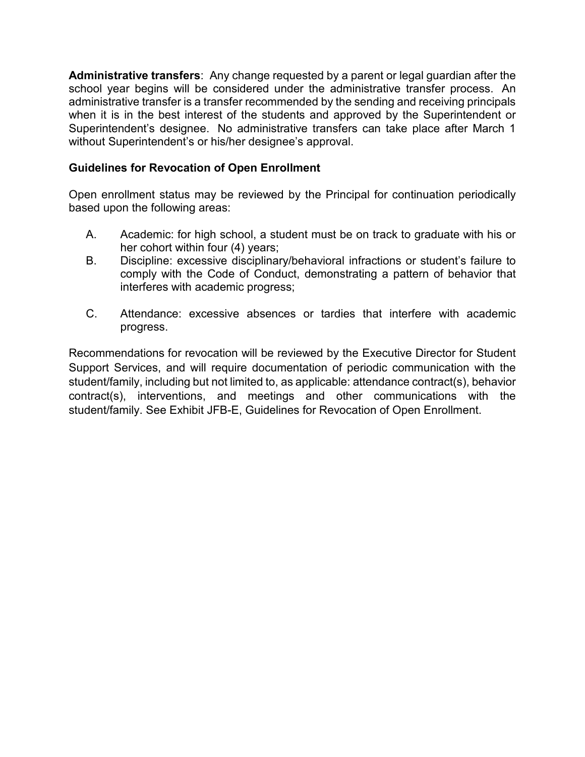**Administrative transfers**: Any change requested by a parent or legal guardian after the school year begins will be considered under the administrative transfer process. An administrative transfer is a transfer recommended by the sending and receiving principals when it is in the best interest of the students and approved by the Superintendent or Superintendent's designee. No administrative transfers can take place after March 1 without Superintendent's or his/her designee's approval.

**Guidelines for Revocation of Open Enrollment**

Open enrollment status may be reviewed by the Principal for continuation periodically based upon the following areas:

A. Academic: for high school, a student must be on track to graduate with his or her cohort within four (4) years;

B. Discipline: excessive disciplinary/behavioral infractions or student's failure to comply with the Code of Conduct, demonstrating a pattern of behavior that interferes with academic progress;

C. Attendance: excessive absences or tardies that interfere with academic progress.

Recommendations for revocation will be reviewed by the Executive Director for Student Support Services, and will require documentation of periodic communication with the student/family, including but not limited to, as applicable: attendance contract(s), behavior contract(s), interventions, and meetings and other communications with the student/family. See Exhibit JFB-E, Guidelines for Revocation of Open Enrollment.